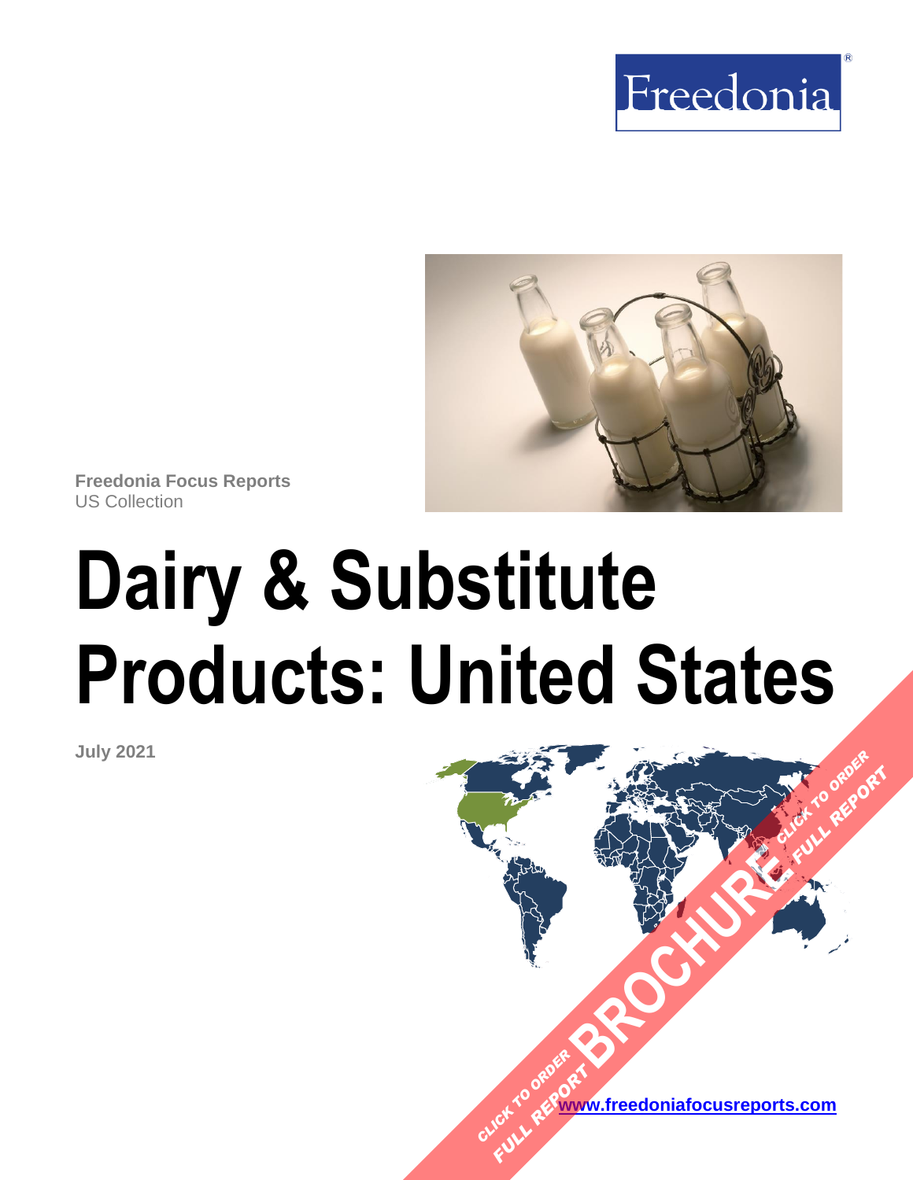Freedonia®

**Freedonia Focus Reports**
US Collection

# Dairy & Substitute Products: United States

**July 2021**

CLICK TO ORDER FULL REPORT BROCHURE CLICK TO ORDER FULL REPORT

[www.freedoniafocusreports.com](http://www.freedoniafocusreports.com)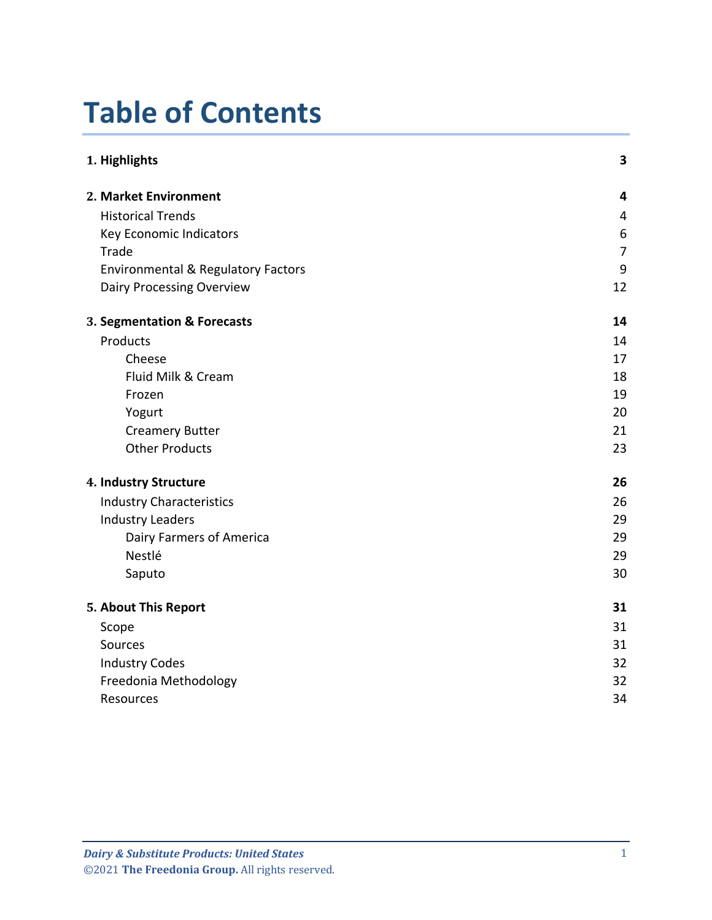# Table of Contents

| | |
|---|---|
| **1. Highlights** | **3** |
| **2. Market Environment** | **4** |
| Historical Trends | 4 |
| Key Economic Indicators | 6 |
| Trade | 7 |
| Environmental & Regulatory Factors | 9 |
| Dairy Processing Overview | 12 |
| **3. Segmentation & Forecasts** | **14** |
| Products | 14 |
| Cheese | 17 |
| Fluid Milk & Cream | 18 |
| Frozen | 19 |
| Yogurt | 20 |
| Creamery Butter | 21 |
| Other Products | 23 |
| **4. Industry Structure** | **26** |
| Industry Characteristics | 26 |
| Industry Leaders | 29 |
| Dairy Farmers of America | 29 |
| Nestlé | 29 |
| Saputo | 30 |
| **5. About This Report** | **31** |
| Scope | 31 |
| Sources | 31 |
| Industry Codes | 32 |
| Freedonia Methodology | 32 |
| Resources | 34 |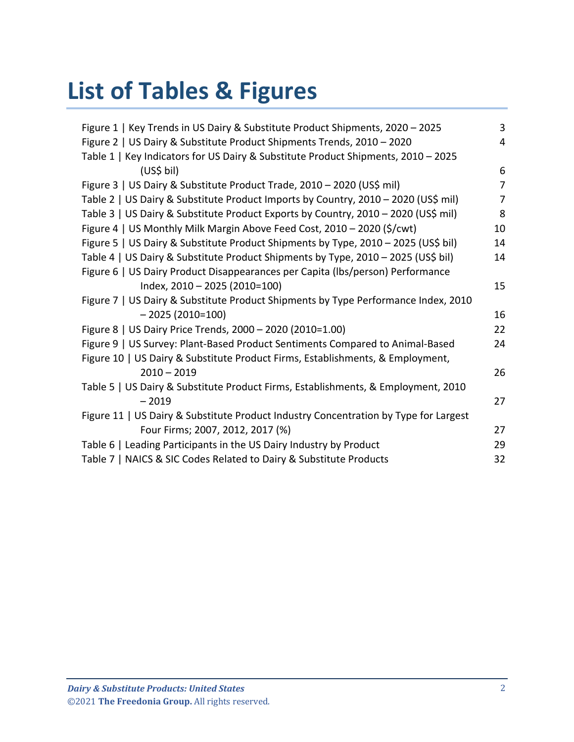# List of Tables & Figures

Figure 1 | Key Trends in US Dairy & Substitute Product Shipments, 2020 – 2025 3
Figure 2 | US Dairy & Substitute Product Shipments Trends, 2010 – 2020 4
Table 1 | Key Indicators for US Dairy & Substitute Product Shipments, 2010 – 2025 (US$ bil) 6
Figure 3 | US Dairy & Substitute Product Trade, 2010 – 2020 (US$ mil) 7
Table 2 | US Dairy & Substitute Product Imports by Country, 2010 – 2020 (US$ mil) 7
Table 3 | US Dairy & Substitute Product Exports by Country, 2010 – 2020 (US$ mil) 8
Figure 4 | US Monthly Milk Margin Above Feed Cost, 2010 – 2020 ($/cwt) 10
Figure 5 | US Dairy & Substitute Product Shipments by Type, 2010 – 2025 (US$ bil) 14
Table 4 | US Dairy & Substitute Product Shipments by Type, 2010 – 2025 (US$ bil) 14
Figure 6 | US Dairy Product Disappearances per Capita (lbs/person) Performance Index, 2010 – 2025 (2010=100) 15
Figure 7 | US Dairy & Substitute Product Shipments by Type Performance Index, 2010 – 2025 (2010=100) 16
Figure 8 | US Dairy Price Trends, 2000 – 2020 (2010=1.00) 22
Figure 9 | US Survey: Plant-Based Product Sentiments Compared to Animal-Based 24
Figure 10 | US Dairy & Substitute Product Firms, Establishments, & Employment, 2010 – 2019 26
Table 5 | US Dairy & Substitute Product Firms, Establishments, & Employment, 2010 – 2019 27
Figure 11 | US Dairy & Substitute Product Industry Concentration by Type for Largest Four Firms; 2007, 2012, 2017 (%) 27
Table 6 | Leading Participants in the US Dairy Industry by Product 29
Table 7 | NAICS & SIC Codes Related to Dairy & Substitute Products 32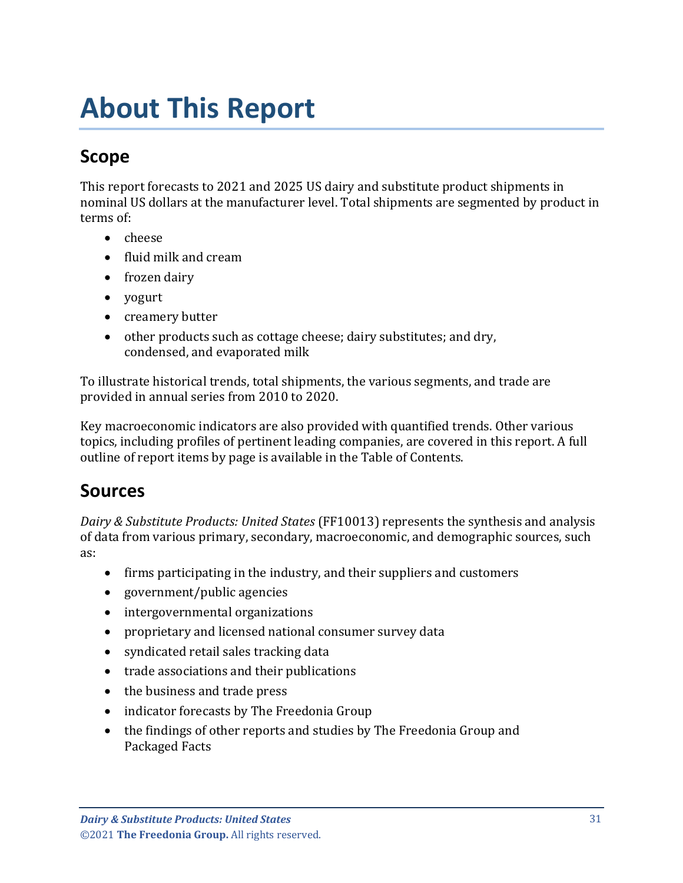# About This Report

## Scope

This report forecasts to 2021 and 2025 US dairy and substitute product shipments in nominal US dollars at the manufacturer level. Total shipments are segmented by product in terms of:

- cheese
- fluid milk and cream
- frozen dairy
- yogurt
- creamery butter
- other products such as cottage cheese; dairy substitutes; and dry, condensed, and evaporated milk

To illustrate historical trends, total shipments, the various segments, and trade are provided in annual series from 2010 to 2020.

Key macroeconomic indicators are also provided with quantified trends. Other various topics, including profiles of pertinent leading companies, are covered in this report. A full outline of report items by page is available in the Table of Contents.

## Sources

*Dairy & Substitute Products: United States* (FF10013) represents the synthesis and analysis of data from various primary, secondary, macroeconomic, and demographic sources, such as:

- firms participating in the industry, and their suppliers and customers
- government/public agencies
- intergovernmental organizations
- proprietary and licensed national consumer survey data
- syndicated retail sales tracking data
- trade associations and their publications
- the business and trade press
- indicator forecasts by The Freedonia Group
- the findings of other reports and studies by The Freedonia Group and Packaged Facts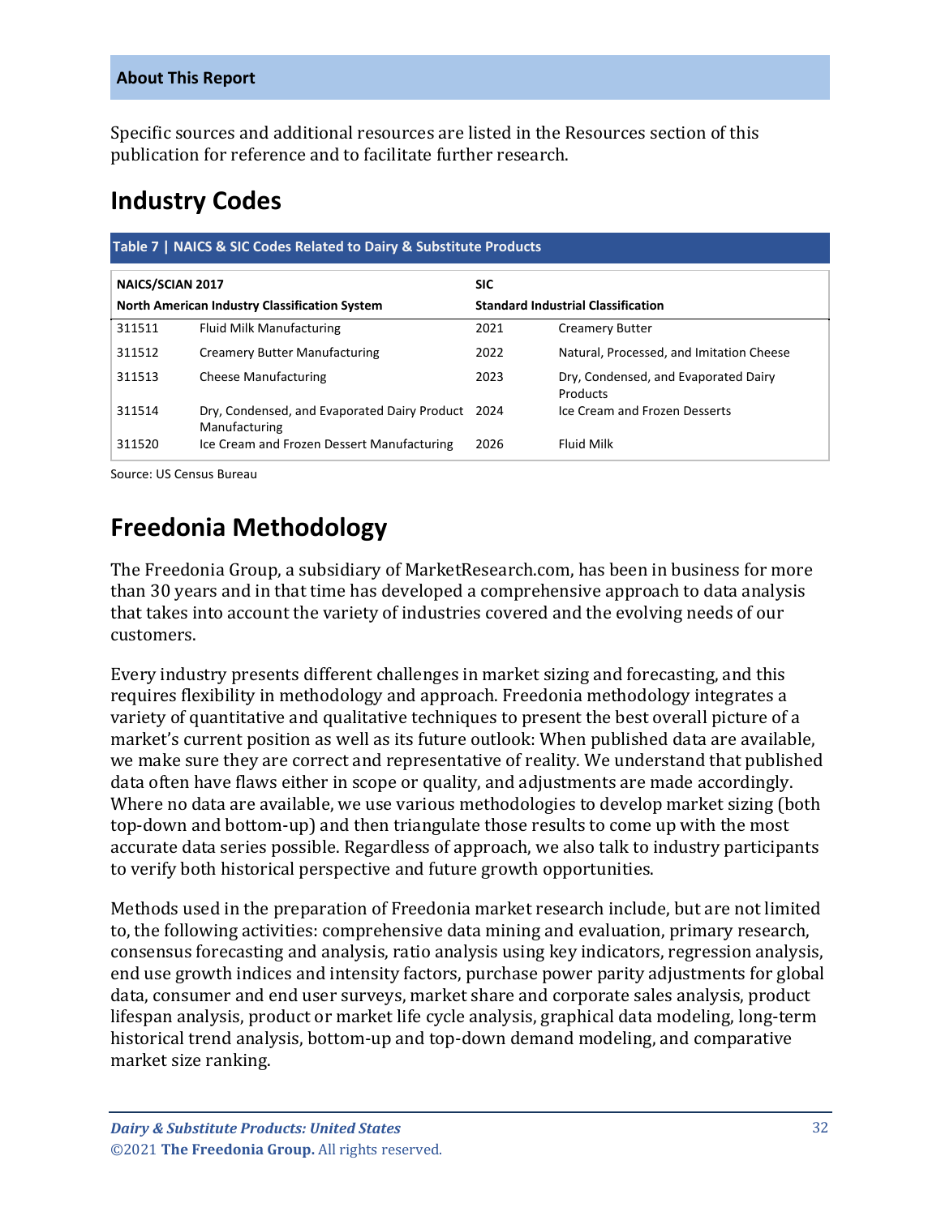## About This Report

Specific sources and additional resources are listed in the Resources section of this publication for reference and to facilitate further research.

# Industry Codes

**Table 7 | NAICS & SIC Codes Related to Dairy & Substitute Products**

| **NAICS/SCIAN 2017**<br>**North American Industry Classification System** | | **SIC**<br>**Standard Industrial Classification** | |
|---|---|---|---|
| 311511 | Fluid Milk Manufacturing | 2021 | Creamery Butter |
| 311512 | Creamery Butter Manufacturing | 2022 | Natural, Processed, and Imitation Cheese |
| 311513 | Cheese Manufacturing | 2023 | Dry, Condensed, and Evaporated Dairy Products |
| 311514 | Dry, Condensed, and Evaporated Dairy Product Manufacturing | 2024 | Ice Cream and Frozen Desserts |
| 311520 | Ice Cream and Frozen Dessert Manufacturing | 2026 | Fluid Milk |

Source: US Census Bureau

# Freedonia Methodology

The Freedonia Group, a subsidiary of MarketResearch.com, has been in business for more than 30 years and in that time has developed a comprehensive approach to data analysis that takes into account the variety of industries covered and the evolving needs of our customers.

Every industry presents different challenges in market sizing and forecasting, and this requires flexibility in methodology and approach. Freedonia methodology integrates a variety of quantitative and qualitative techniques to present the best overall picture of a market's current position as well as its future outlook: When published data are available, we make sure they are correct and representative of reality. We understand that published data often have flaws either in scope or quality, and adjustments are made accordingly. Where no data are available, we use various methodologies to develop market sizing (both top-down and bottom-up) and then triangulate those results to come up with the most accurate data series possible. Regardless of approach, we also talk to industry participants to verify both historical perspective and future growth opportunities.

Methods used in the preparation of Freedonia market research include, but are not limited to, the following activities: comprehensive data mining and evaluation, primary research, consensus forecasting and analysis, ratio analysis using key indicators, regression analysis, end use growth indices and intensity factors, purchase power parity adjustments for global data, consumer and end user surveys, market share and corporate sales analysis, product lifespan analysis, product or market life cycle analysis, graphical data modeling, long-term historical trend analysis, bottom-up and top-down demand modeling, and comparative market size ranking.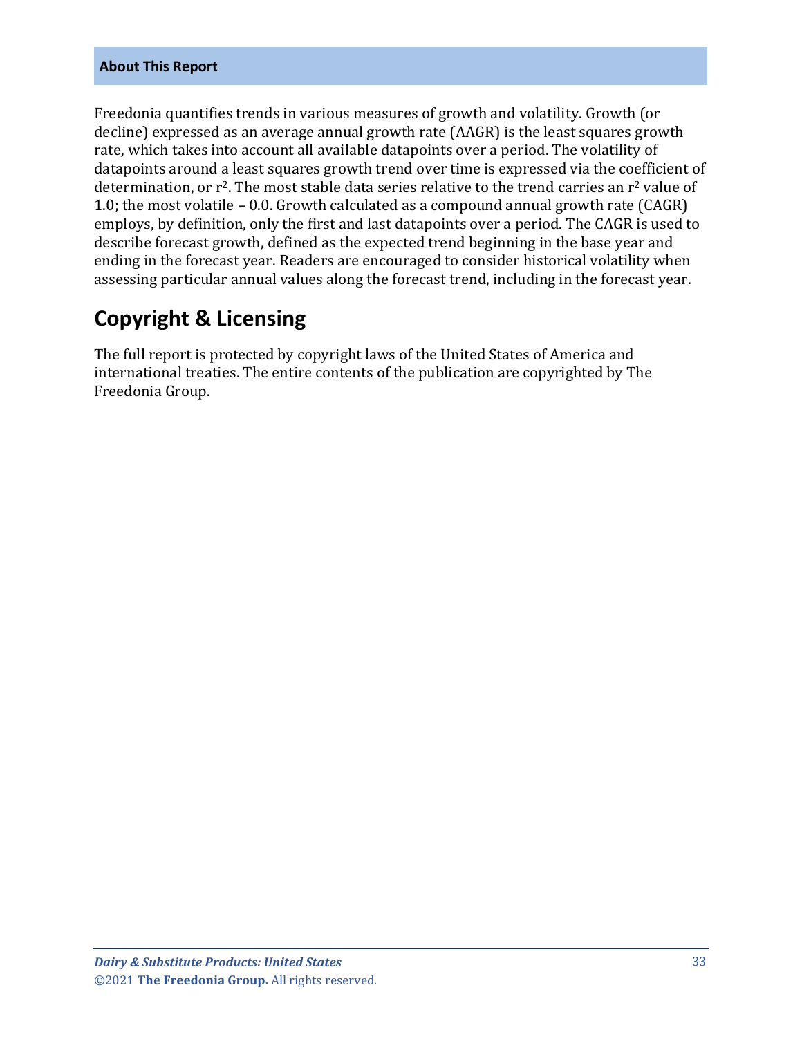**About This Report**

Freedonia quantifies trends in various measures of growth and volatility. Growth (or decline) expressed as an average annual growth rate (AAGR) is the least squares growth rate, which takes into account all available datapoints over a period. The volatility of datapoints around a least squares growth trend over time is expressed via the coefficient of determination, or $r^2$. The most stable data series relative to the trend carries an $r^2$ value of 1.0; the most volatile – 0.0. Growth calculated as a compound annual growth rate (CAGR) employs, by definition, only the first and last datapoints over a period. The CAGR is used to describe forecast growth, defined as the expected trend beginning in the base year and ending in the forecast year. Readers are encouraged to consider historical volatility when assessing particular annual values along the forecast trend, including in the forecast year.

## Copyright & Licensing

The full report is protected by copyright laws of the United States of America and international treaties. The entire contents of the publication are copyrighted by The Freedonia Group.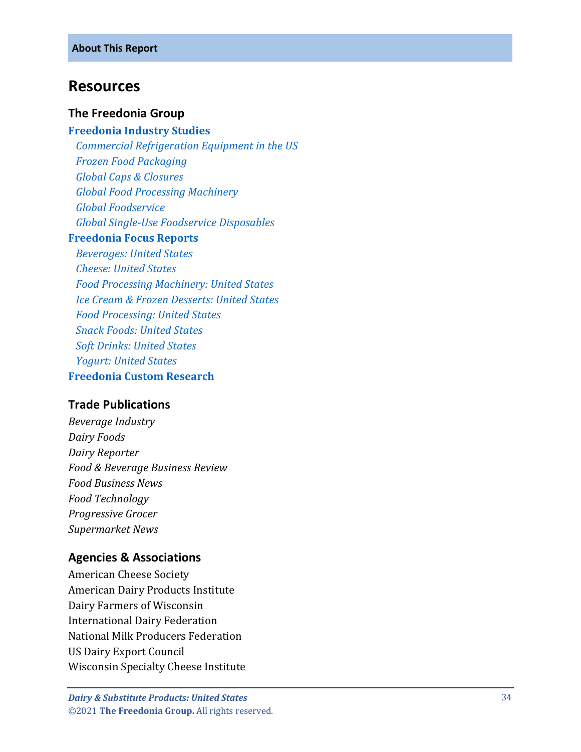## Resources

### The Freedonia Group

**Freedonia Industry Studies**

*Commercial Refrigeration Equipment in the US*
*Frozen Food Packaging*
*Global Caps & Closures*
*Global Food Processing Machinery*
*Global Foodservice*
*Global Single-Use Foodservice Disposables*

**Freedonia Focus Reports**

*Beverages: United States*
*Cheese: United States*
*Food Processing Machinery: United States*
*Ice Cream & Frozen Desserts: United States*
*Food Processing: United States*
*Snack Foods: United States*
*Soft Drinks: United States*
*Yogurt: United States*

**Freedonia Custom Research**

### Trade Publications

*Beverage Industry*
*Dairy Foods*
*Dairy Reporter*
*Food & Beverage Business Review*
*Food Business News*
*Food Technology*
*Progressive Grocer*
*Supermarket News*

### Agencies & Associations

American Cheese Society
American Dairy Products Institute
Dairy Farmers of Wisconsin
International Dairy Federation
National Milk Producers Federation
US Dairy Export Council
Wisconsin Specialty Cheese Institute